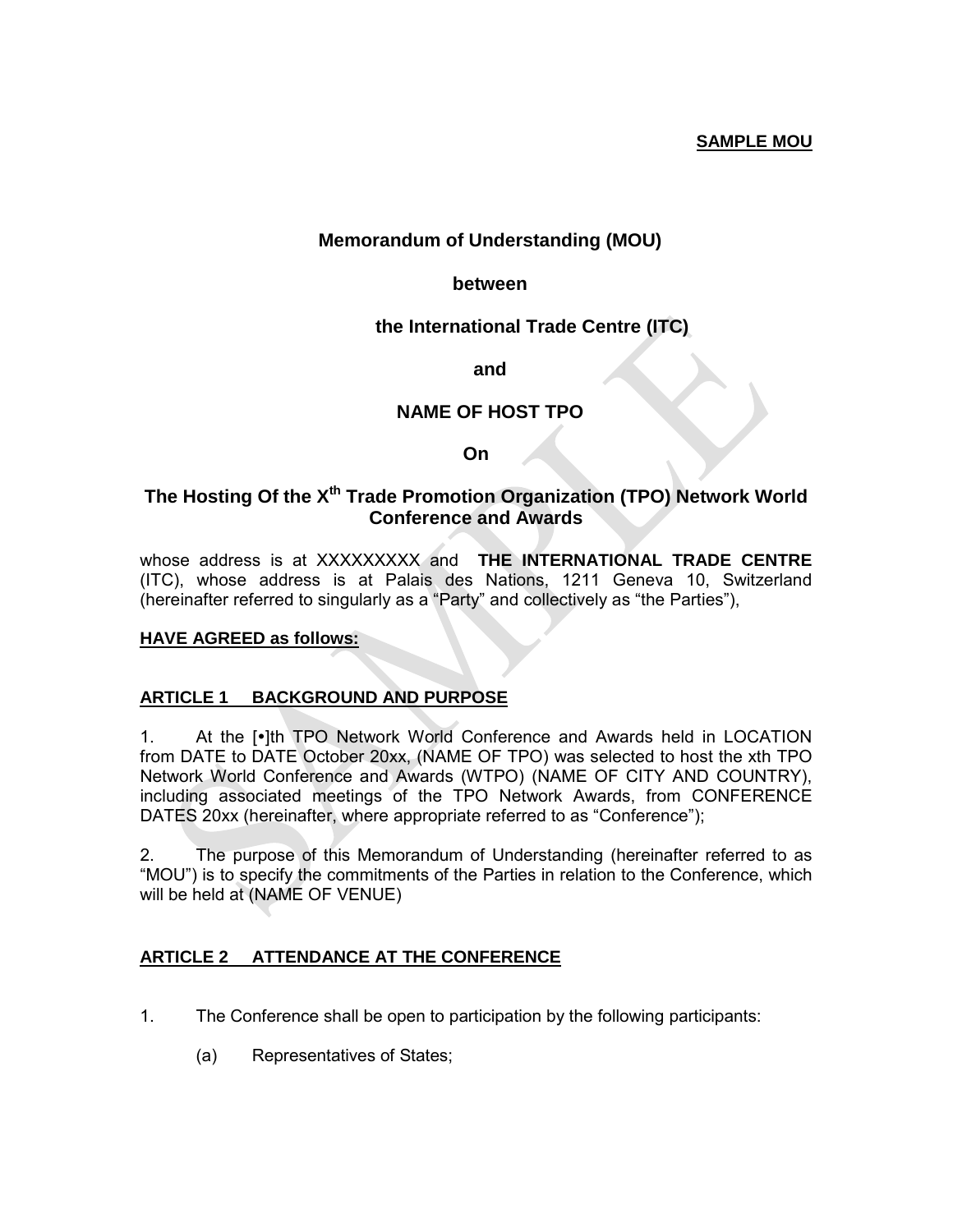**SAMPLE MOU**

# Memorandum of Understanding (MOU)

**between**

**the International Trade Centre (ITC)**

**and**

**NAME OF HOST TPO**

**On**

## The Hosting Of the X$^{th}$ Trade Promotion Organization (TPO) Network World Conference and Awards

whose address is at XXXXXXXXX and **THE INTERNATIONAL TRADE CENTRE** (ITC), whose address is at Palais des Nations, 1211 Geneva 10, Switzerland (hereinafter referred to singularly as a "Party" and collectively as "the Parties"),

**HAVE AGREED as follows:**

### ARTICLE 1 BACKGROUND AND PURPOSE

1. At the [•]th TPO Network World Conference and Awards held in LOCATION from DATE to DATE October 20xx, (NAME OF TPO) was selected to host the xth TPO Network World Conference and Awards (WTPO) (NAME OF CITY AND COUNTRY), including associated meetings of the TPO Network Awards, from CONFERENCE DATES 20xx (hereinafter, where appropriate referred to as "Conference");

2. The purpose of this Memorandum of Understanding (hereinafter referred to as "MOU") is to specify the commitments of the Parties in relation to the Conference, which will be held at (NAME OF VENUE)

### ARTICLE 2 ATTENDANCE AT THE CONFERENCE

1. The Conference shall be open to participation by the following participants:

   (a) Representatives of States;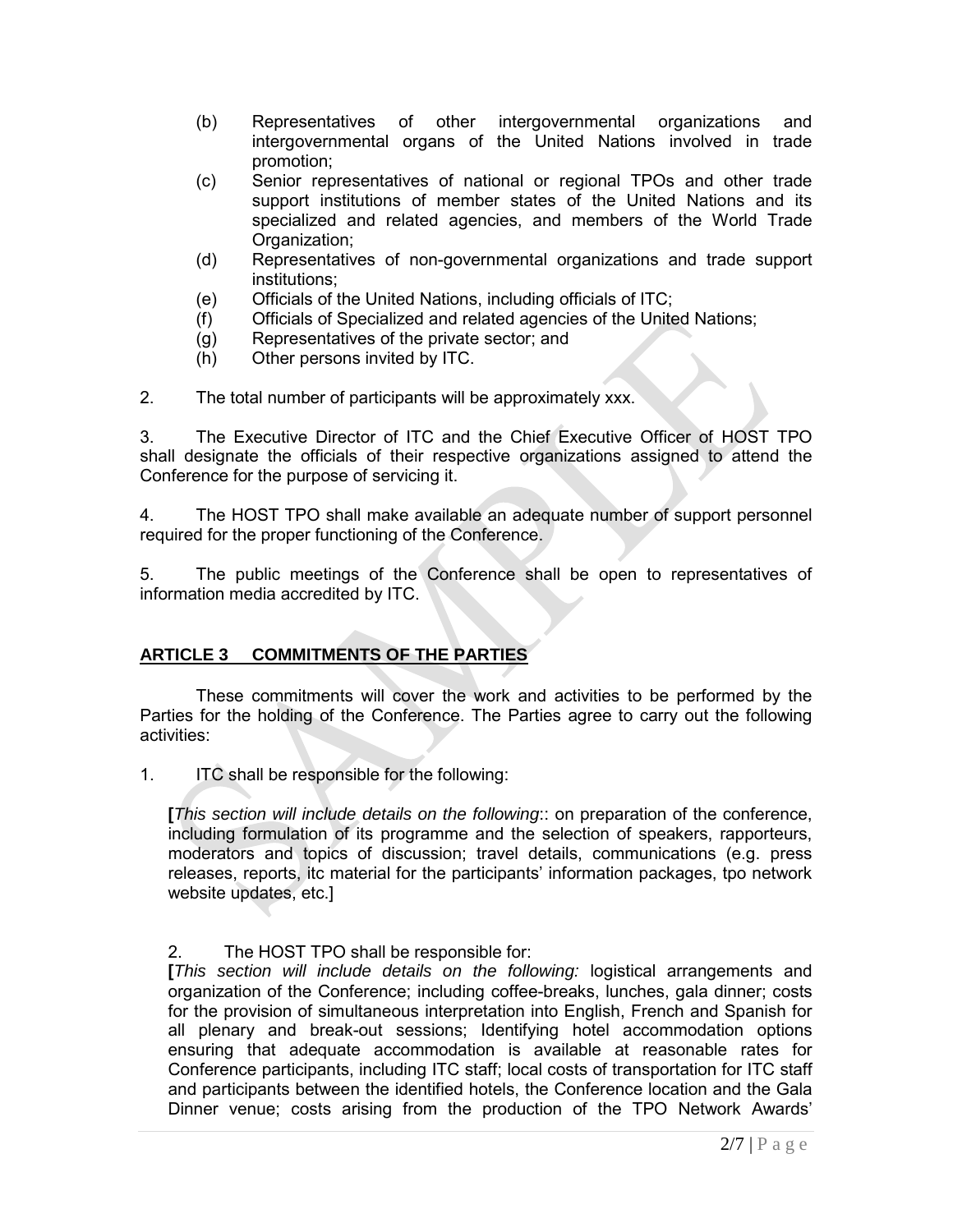(b) Representatives of other intergovernmental organizations and intergovernmental organs of the United Nations involved in trade promotion;

(c) Senior representatives of national or regional TPOs and other trade support institutions of member states of the United Nations and its specialized and related agencies, and members of the World Trade Organization;

(d) Representatives of non-governmental organizations and trade support institutions;

(e) Officials of the United Nations, including officials of ITC;

(f) Officials of Specialized and related agencies of the United Nations;

(g) Representatives of the private sector; and

(h) Other persons invited by ITC.

2. The total number of participants will be approximately xxx.

3. The Executive Director of ITC and the Chief Executive Officer of HOST TPO shall designate the officials of their respective organizations assigned to attend the Conference for the purpose of servicing it.

4. The HOST TPO shall make available an adequate number of support personnel required for the proper functioning of the Conference.

5. The public meetings of the Conference shall be open to representatives of information media accredited by ITC.

## ARTICLE 3 COMMITMENTS OF THE PARTIES

These commitments will cover the work and activities to be performed by the Parties for the holding of the Conference. The Parties agree to carry out the following activities:

1. ITC shall be responsible for the following:

**[***This section will include details on the following*:: on preparation of the conference, including formulation of its programme and the selection of speakers, rapporteurs, moderators and topics of discussion; travel details, communications (e.g. press releases, reports, itc material for the participants' information packages, tpo network website updates, etc.]

2. The HOST TPO shall responsible for:

**[***This section will include details on the following:* logistical arrangements and organization of the Conference; including coffee-breaks, lunches, gala dinner; costs for the provision of simultaneous interpretation into English, French and Spanish for all plenary and break-out sessions; Identifying hotel accommodation options ensuring that adequate accommodation is available at reasonable rates for Conference participants, including ITC staff; local costs of transportation for ITC staff and participants between the identified hotels, the Conference location and the Gala Dinner venue; costs arising from the production of the TPO Network Awards'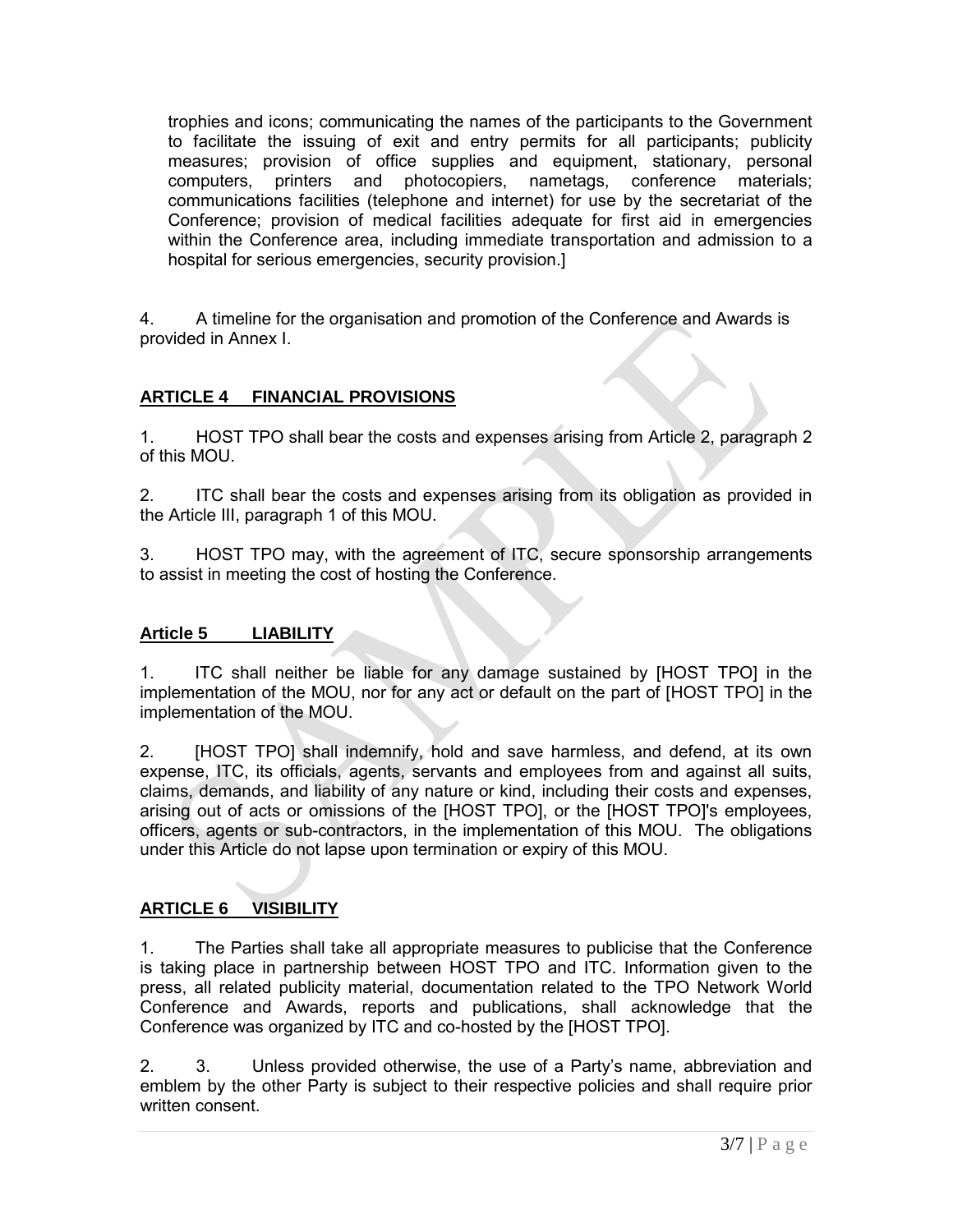trophies and icons; communicating the names of the participants to the Government to facilitate the issuing of exit and entry permits for all participants; publicity measures; provision of office supplies and equipment, stationary, personal computers, printers and photocopiers, nametags, conference materials; communications facilities (telephone and internet) for use by the secretariat of the Conference; provision of medical facilities adequate for first aid in emergencies within the Conference area, including immediate transportation and admission to a hospital for serious emergencies, security provision.]

4. A timeline for the organisation and promotion of the Conference and Awards is provided in Annex I.

## ARTICLE 4 FINANCIAL PROVISIONS

1. HOST TPO shall bear the costs and expenses arising from Article 2, paragraph 2 of this MOU.

2. ITC shall bear the costs and expenses arising from its obligation as provided in the Article III, paragraph 1 of this MOU.

3. HOST TPO may, with the agreement of ITC, secure sponsorship arrangements to assist in meeting the cost of hosting the Conference.

## Article 5 LIABILITY

1. ITC shall neither be liable for any damage sustained by [HOST TPO] in the implementation of the MOU, nor for any act or default on the part of [HOST TPO] in the implementation of the MOU.

2. [HOST TPO] shall indemnify, hold and save harmless, and defend, at its own expense, ITC, its officials, agents, servants and employees from and against all suits, claims, demands, and liability of any nature or kind, including their costs and expenses, arising out of acts or omissions of the [HOST TPO], or the [HOST TPO]'s employees, officers, agents or sub-contractors, in the implementation of this MOU. The obligations under this Article do not lapse upon termination or expiry of this MOU.

## ARTICLE 6 VISIBILITY

1. The Parties shall take all appropriate measures to publicise that the Conference is taking place in partnership between HOST TPO and ITC. Information given to the press, all related publicity material, documentation related to the TPO Network World Conference and Awards, reports and publications, shall acknowledge that the Conference was organized by ITC and co-hosted by the [HOST TPO].

2. 3. Unless provided otherwise, the use of a Party's name, abbreviation and emblem by the other Party is subject to their respective policies and shall require prior written consent.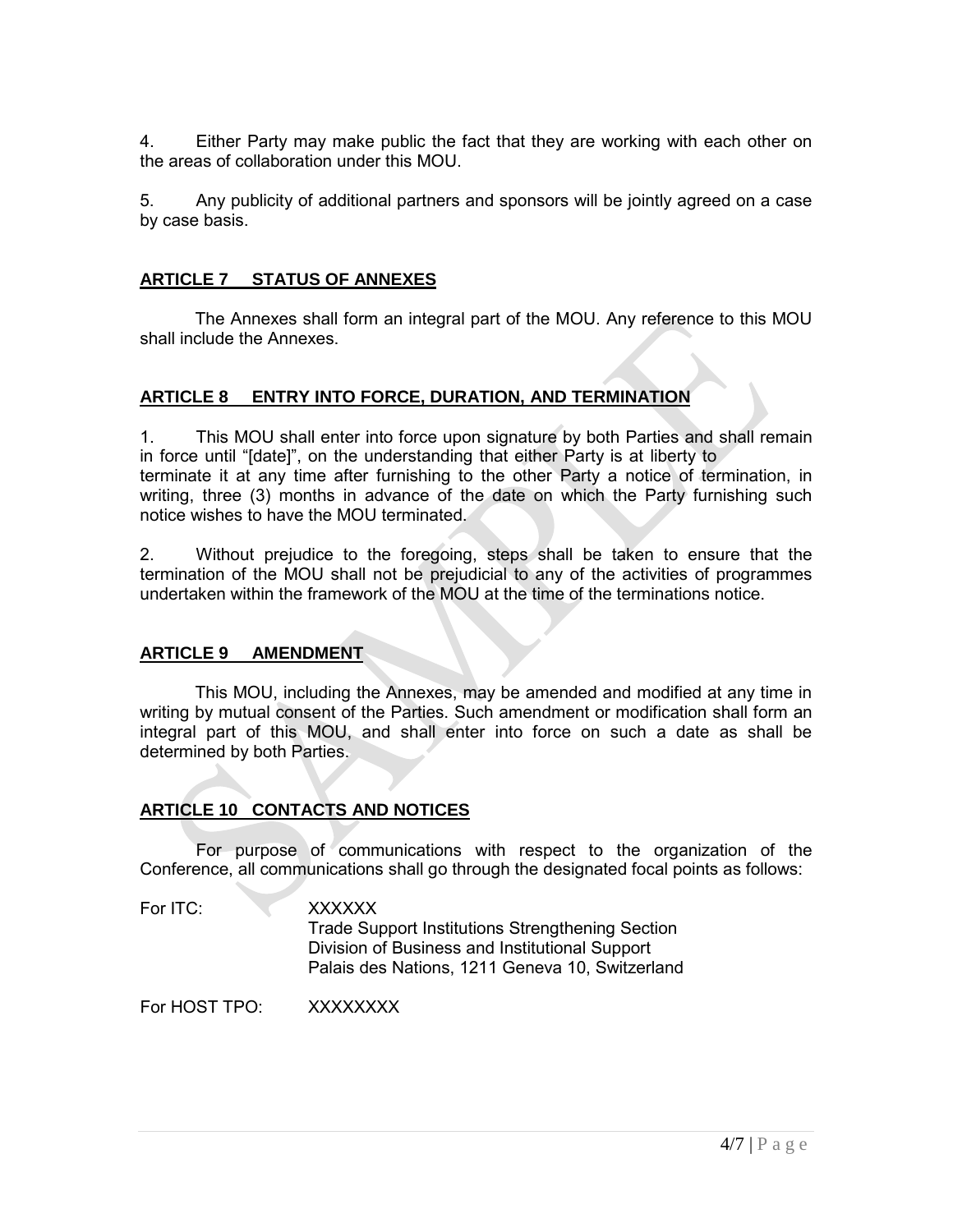4. Either Party may make public the fact that they are working with each other on the areas of collaboration under this MOU.

5. Any publicity of additional partners and sponsors will be jointly agreed on a case by case basis.

## ARTICLE 7 STATUS OF ANNEXES

The Annexes shall form an integral part of the MOU. Any reference to this MOU shall include the Annexes.

## ARTICLE 8 ENTRY INTO FORCE, DURATION, AND TERMINATION

1. This MOU shall enter into force upon signature by both Parties and shall remain in force until "[date]", on the understanding that either Party is at liberty to terminate it at any time after furnishing to the other Party a notice of termination, in writing, three (3) months in advance of the date on which the Party furnishing such notice wishes to have the MOU terminated.

2. Without prejudice to the foregoing, steps shall be taken to ensure that the termination of the MOU shall not be prejudicial to any of the activities of programmes undertaken within the framework of the MOU at the time of the terminations notice.

## ARTICLE 9 AMENDMENT

This MOU, including the Annexes, may be amended and modified at any time in writing by mutual consent of the Parties. Such amendment or modification shall form an integral part of this MOU, and shall enter into force on such a date as shall be determined by both Parties.

## ARTICLE 10 CONTACTS AND NOTICES

For purpose of communications with respect to the organization of the Conference, all communications shall go through the designated focal points as follows:

For ITC: XXXXXX
Trade Support Institutions Strengthening Section
Division of Business and Institutional Support
Palais des Nations, 1211 Geneva 10, Switzerland

For HOST TPO: XXXXXXXX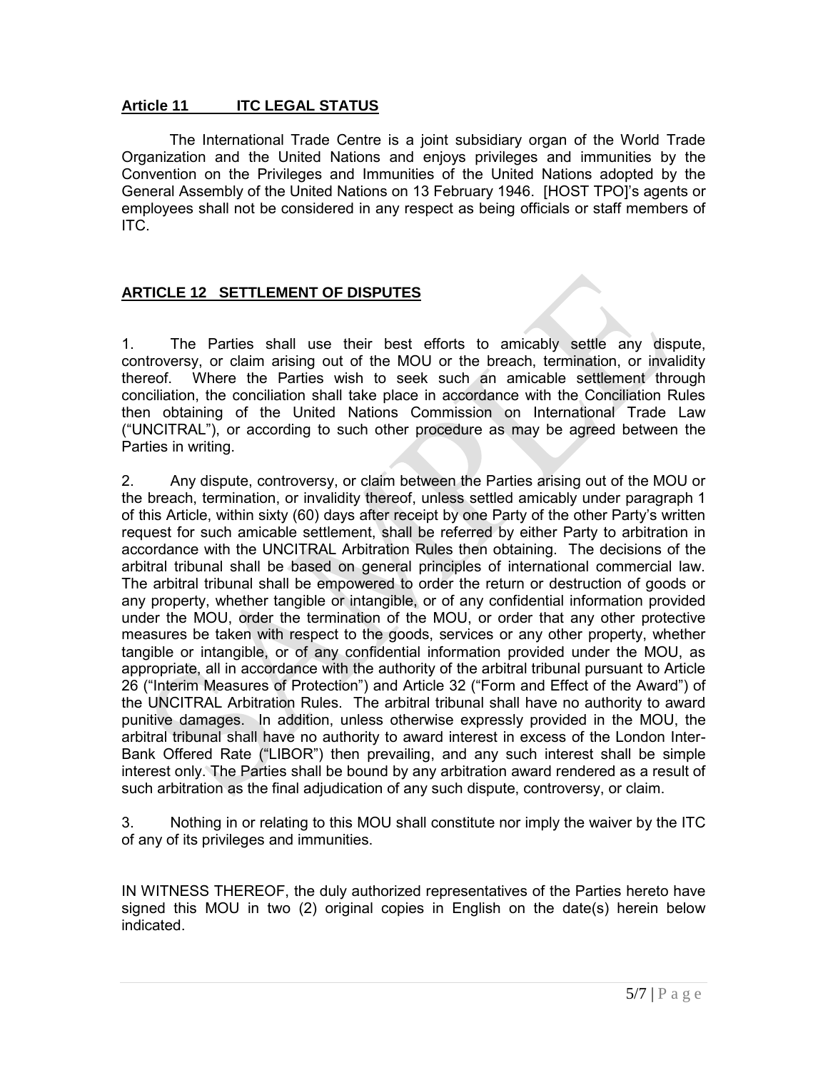## Article 11 ITC LEGAL STATUS

The International Trade Centre is a joint subsidiary organ of the World Trade Organization and the United Nations and enjoys privileges and immunities by the Convention on the Privileges and Immunities of the United Nations adopted by the General Assembly of the United Nations on 13 February 1946. [HOST TPO]'s agents or employees shall not be considered in any respect as being officials or staff members of ITC.

## ARTICLE 12 SETTLEMENT OF DISPUTES

1. The Parties shall use their best efforts to amicably settle any dispute, controversy, or claim arising out of the MOU or the breach, termination, or invalidity thereof. Where the Parties wish to seek such an amicable settlement through conciliation, the conciliation shall take place in accordance with the Conciliation Rules then obtaining of the United Nations Commission on International Trade Law ("UNCITRAL"), or according to such other procedure as may be agreed between the Parties in writing.

2. Any dispute, controversy, or claim between the Parties arising out of the MOU or the breach, termination, or invalidity thereof, unless settled amicably under paragraph 1 of this Article, within sixty (60) days after receipt by one Party of the other Party's written request for such amicable settlement, shall be referred by either Party to arbitration in accordance with the UNCITRAL Arbitration Rules then obtaining. The decisions of the arbitral tribunal shall be based on general principles of international commercial law. The arbitral tribunal shall be empowered to order the return or destruction of goods or any property, whether tangible or intangible, or of any confidential information provided under the MOU, order the termination of the MOU, or order that any other protective measures be taken with respect to the goods, services or any other property, whether tangible or intangible, or of any confidential information provided under the MOU, as appropriate, all in accordance with the authority of the arbitral tribunal pursuant to Article 26 ("Interim Measures of Protection") and Article 32 ("Form and Effect of the Award") of the UNCITRAL Arbitration Rules. The arbitral tribunal shall have no authority to award punitive damages. In addition, unless otherwise expressly provided in the MOU, the arbitral tribunal shall have no authority to award interest in excess of the London Inter-Bank Offered Rate ("LIBOR") then prevailing, and any such interest shall be simple interest only. The Parties shall be bound by any arbitration award rendered as a result of such arbitration as the final adjudication of any such dispute, controversy, or claim.

3. Nothing in or relating to this MOU shall constitute nor imply the waiver by the ITC of any of its privileges and immunities.

IN WITNESS THEREOF, the duly authorized representatives of the Parties hereto have signed this MOU in two (2) original copies in English on the date(s) herein below indicated.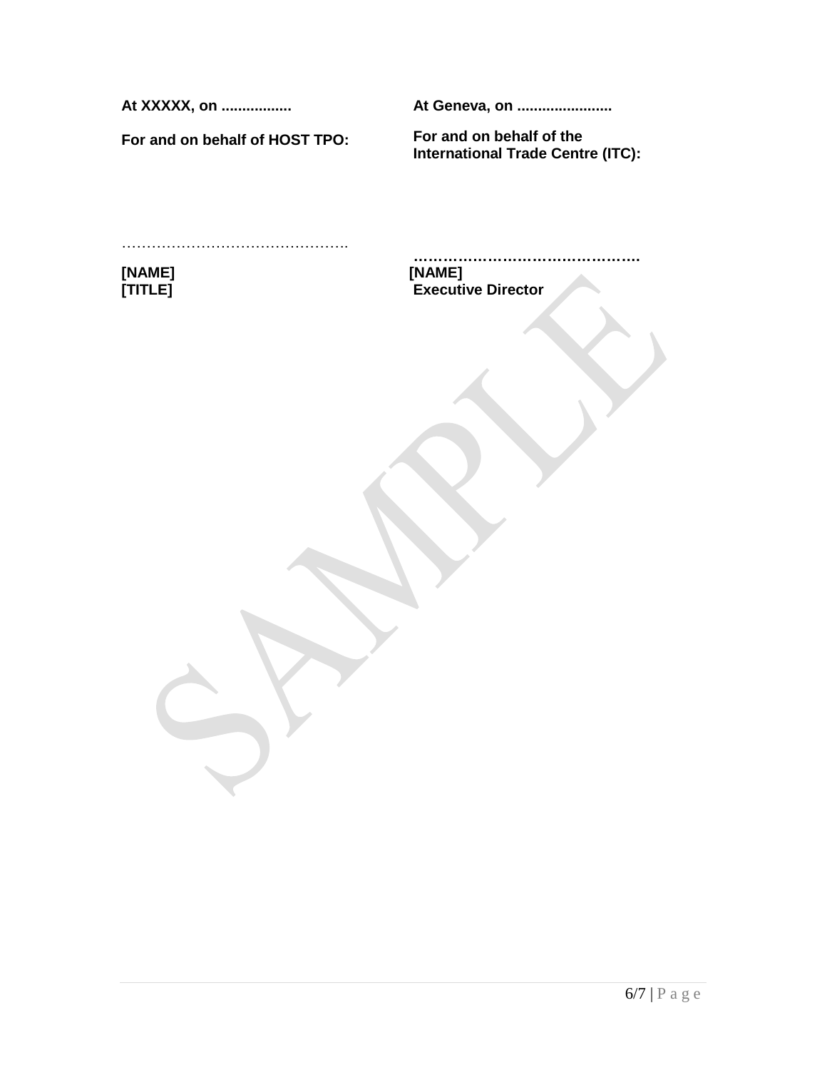**At XXXXX, on .................**

**For and on behalf of HOST TPO:**

……………………………………….

**[NAME]**
**[TITLE]**

**At Geneva, on .......................**

**For and on behalf of the International Trade Centre (ITC):**

……………………………………….

**[NAME]**
**Executive Director**